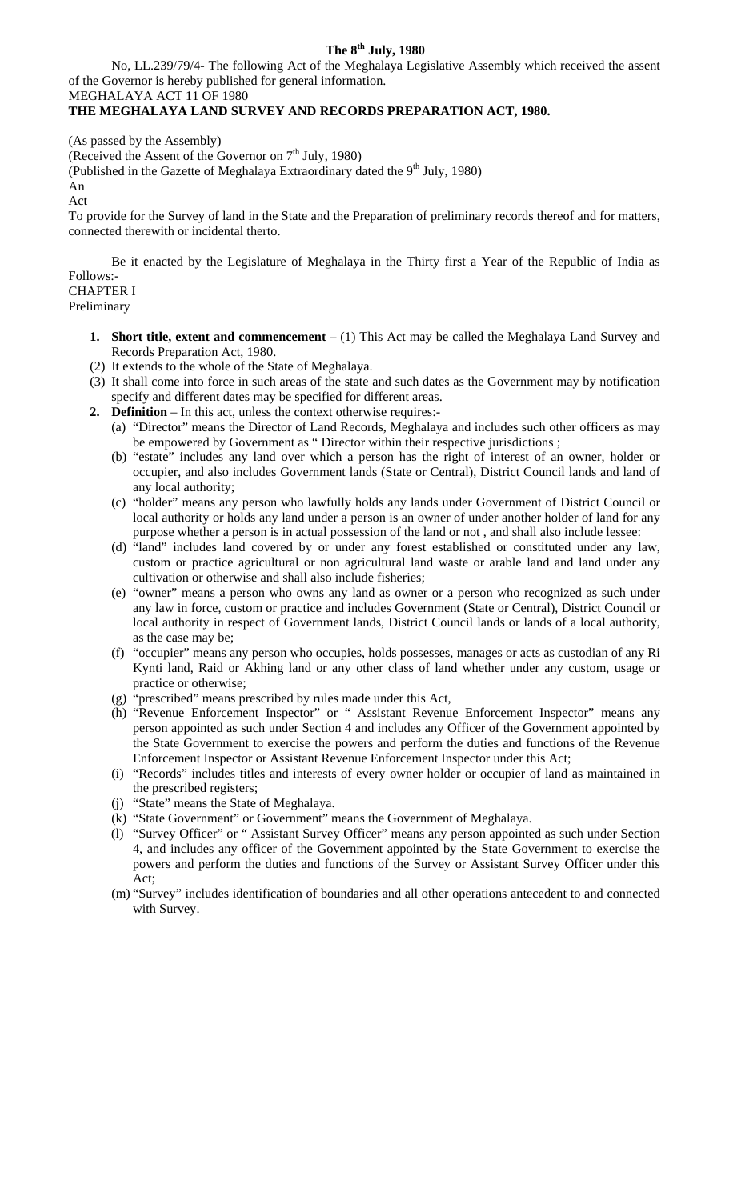**The 8th July, 1980**

No, LL.239/79/4- The following Act of the Meghalaya Legislative Assembly which received the assent of the Governor is hereby published for general information.

MEGHALAYA ACT 11 OF 1980

**THE MEGHALAYA LAND SURVEY AND RECORDS PREPARATION ACT, 1980.**

(As passed by the Assembly)

(Received the Assent of the Governor on 7th July, 1980)

(Published in the Gazette of Meghalaya Extraordinary dated the 9th July, 1980)

An

Act

To provide for the Survey of land in the State and the Preparation of preliminary records thereof and for matters, connected therewith or incidental therto.

Be it enacted by the Legislature of Meghalaya in the Thirty first a Year of the Republic of India as Follows:-

CHAPTER I

Preliminary

1. **Short title, extent and commencement** – (1) This Act may be called the Meghalaya Land Survey and Records Preparation Act, 1980.

(2) It extends to the whole of the State of Meghalaya.

(3) It shall come into force in such areas of the state and such dates as the Government may by notification specify and different dates may be specified for different areas.

2. **Definition** – In this act, unless the context otherwise requires:-

(a) "Director" means the Director of Land Records, Meghalaya and includes such other officers as may be empowered by Government as " Director within their respective jurisdictions ;

(b) "estate" includes any land over which a person has the right of interest of an owner, holder or occupier, and also includes Government lands (State or Central), District Council lands and land of any local authority;

(c) "holder" means any person who lawfully holds any lands under Government of District Council or local authority or holds any land under a person is an owner of under another holder of land for any purpose whether a person is in actual possession of the land or not , and shall also include lessee:

(d) "land" includes land covered by or under any forest established or constituted under any law, custom or practice agricultural or non agricultural land waste or arable land and land under any cultivation or otherwise and shall also include fisheries;

(e) "owner" means a person who owns any land as owner or a person who recognized as such under any law in force, custom or practice and includes Government (State or Central), District Council or local authority in respect of Government lands, District Council lands or lands of a local authority, as the case may be;

(f) "occupier" means any person who occupies, holds possesses, manages or acts as custodian of any Ri Kynti land, Raid or Akhing land or any other class of land whether under any custom, usage or practice or otherwise;

(g) "prescribed" means prescribed by rules made under this Act,

(h) "Revenue Enforcement Inspector" or " Assistant Revenue Enforcement Inspector" means any person appointed as such under Section 4 and includes any Officer of the Government appointed by the State Government to exercise the powers and perform the duties and functions of the Revenue Enforcement Inspector or Assistant Revenue Enforcement Inspector under this Act;

(i) "Records" includes titles and interests of every owner holder or occupier of land as maintained in the prescribed registers;

(j) "State" means the State of Meghalaya.

(k) "State Government" or Government" means the Government of Meghalaya.

(l) "Survey Officer" or " Assistant Survey Officer" means any person appointed as such under Section 4, and includes any officer of the Government appointed by the State Government to exercise the powers and perform the duties and functions of the Survey or Assistant Survey Officer under this Act;

(m) "Survey" includes identification of boundaries and all other operations antecedent to and connected with Survey.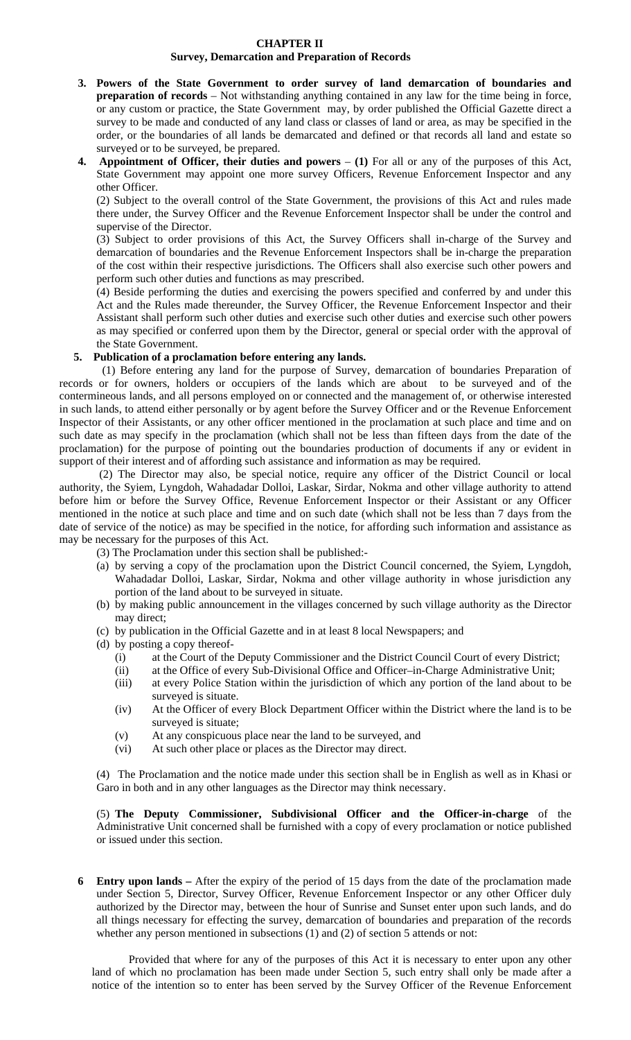# CHAPTER II

## Survey, Demarcation and Preparation of Records

3. **Powers of the State Government to order survey of land demarcation of boundaries and preparation of records** – Not withstanding anything contained in any law for the time being in force, or any custom or practice, the State Government may, by order published the Official Gazette direct a survey to be made and conducted of any land class or classes of land or area, as may be specified in the order, or the boundaries of all lands be demarcated and defined or that records all land and estate so surveyed or to be surveyed, be prepared.

4. **Appointment of Officer, their duties and powers** – **(1)** For all or any of the purposes of this Act, State Government may appoint one more survey Officers, Revenue Enforcement Inspector and any other Officer.

   (2) Subject to the overall control of the State Government, the provisions of this Act and rules made there under, the Survey Officer and the Revenue Enforcement Inspector shall be under the control and supervise of the Director.

   (3) Subject to order provisions of this Act, the Survey Officers shall in-charge of the Survey and demarcation of boundaries and the Revenue Enforcement Inspectors shall be in-charge the preparation of the cost within their respective jurisdictions. The Officers shall also exercise such other powers and perform such other duties and functions as may prescribed.

   (4) Beside performing the duties and exercising the powers specified and conferred by and under this Act and the Rules made thereunder, the Survey Officer, the Revenue Enforcement Inspector and their Assistant shall perform such other duties and exercise such other duties and exercise such other powers as may specified or conferred upon them by the Director, general or special order with the approval of the State Government.

5. **Publication of a proclamation before entering any lands.**

   (1) Before entering any land for the purpose of Survey, demarcation of boundaries Preparation of records or for owners, holders or occupiers of the lands which are about to be surveyed and of the contermineous lands, and all persons employed on or connected and the management of, or otherwise interested in such lands, to attend either personally or by agent before the Survey Officer and or the Revenue Enforcement Inspector of their Assistants, or any other officer mentioned in the proclamation at such place and time and on such date as may specify in the proclamation (which shall not be less than fifteen days from the date of the proclamation) for the purpose of pointing out the boundaries production of documents if any or evident in support of their interest and of affording such assistance and information as may be required.

   (2) The Director may also, be special notice, require any officer of the District Council or local authority, the Syiem, Lyngdoh, Wahadadar Dolloi, Laskar, Sirdar, Nokma and other village authority to attend before him or before the Survey Office, Revenue Enforcement Inspector or their Assistant or any Officer mentioned in the notice at such place and time and on such date (which shall not be less than 7 days from the date of service of the notice) as may be specified in the notice, for affording such information and assistance as may be necessary for the purposes of this Act.

   (3) The Proclamation under this section shall be published:-

   (a) by serving a copy of the proclamation upon the District Council concerned, the Syiem, Lyngdoh, Wahadadar Dolloi, Laskar, Sirdar, Nokma and other village authority in whose jurisdiction any portion of the land about to be surveyed in situate.

   (b) by making public announcement in the villages concerned by such village authority as the Director may direct;

   (c) by publication in the Official Gazette and in at least 8 local Newspapers; and

   (d) by posting a copy thereof-

      (i) at the Court of the Deputy Commissioner and the District Council Court of every District;

      (ii) at the Office of every Sub-Divisional Office and Officer–in-Charge Administrative Unit;

      (iii) at every Police Station within the jurisdiction of which any portion of the land about to be surveyed is situate.

      (iv) At the Officer of every Block Department Officer within the District where the land is to be surveyed is situate;

      (v) At any conspicuous place near the land to be surveyed, and

      (vi) At such other place or places as the Director may direct.

   (4) The Proclamation and the notice made under this section shall be in English as well as in Khasi or Garo in both and in any other languages as the Director may think necessary.

   (5) **The Deputy Commissioner, Subdivisional Officer and the Officer-in-charge** of the Administrative Unit concerned shall be furnished with a copy of every proclamation or notice published or issued under this section.

6. **Entry upon lands –** After the expiry of the period of 15 days from the date of the proclamation made under Section 5, Director, Survey Officer, Revenue Enforcement Inspector or any other Officer duly authorized by the Director may, between the hour of Sunrise and Sunset enter upon such lands, and do all things necessary for effecting the survey, demarcation of boundaries and preparation of the records whether any person mentioned in subsections (1) and (2) of section 5 attends or not:

   Provided that where for any of the purposes of this Act it is necessary to enter upon any other land of which no proclamation has been made under Section 5, such entry shall only be made after a notice of the intention so to enter has been served by the Survey Officer of the Revenue Enforcement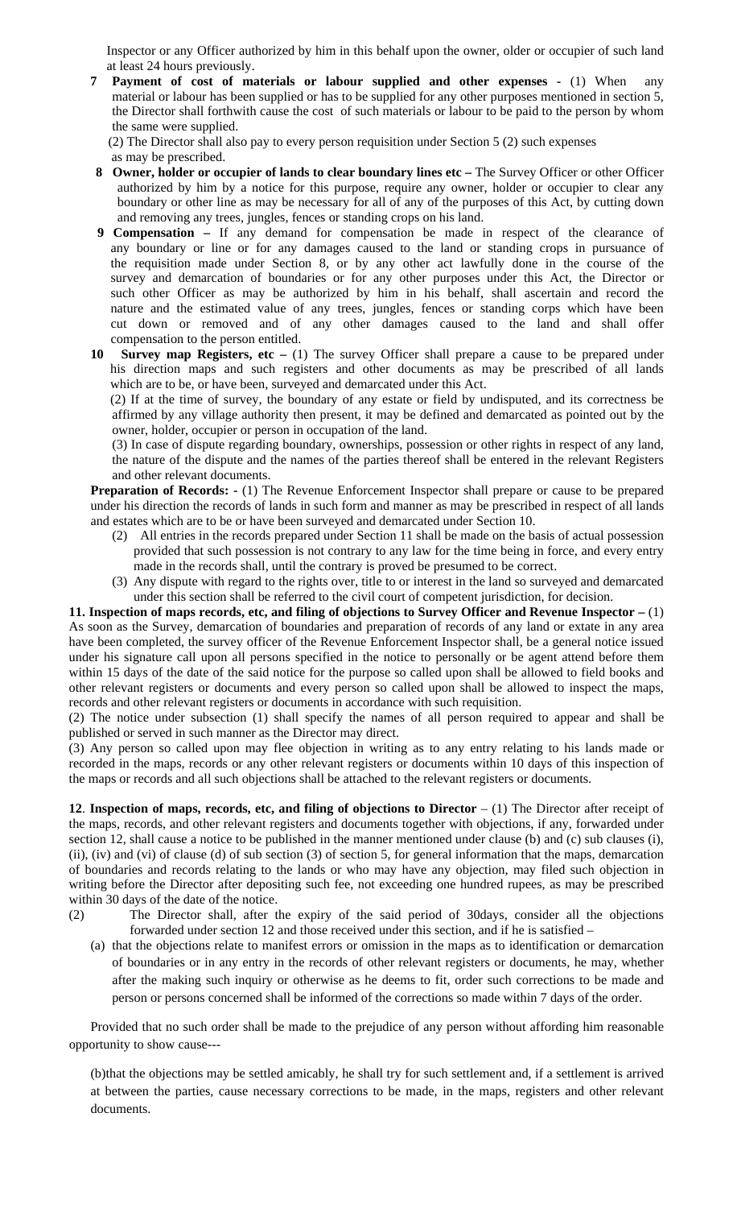Inspector or any Officer authorized by him in this behalf upon the owner, older or occupier of such land at least 24 hours previously.

**7 Payment of cost of materials or labour supplied and other expenses -** (1) When any material or labour has been supplied or has to be supplied for any other purposes mentioned in section 5, the Director shall forthwith cause the cost of such materials or labour to be paid to the person by whom the same were supplied.

(2) The Director shall also pay to every person requisition under Section 5 (2) such expenses as may be prescribed.

**8 Owner, holder or occupier of lands to clear boundary lines etc –** The Survey Officer or other Officer authorized by him by a notice for this purpose, require any owner, holder or occupier to clear any boundary or other line as may be necessary for all of any of the purposes of this Act, by cutting down and removing any trees, jungles, fences or standing crops on his land.

**9 Compensation –** If any demand for compensation be made in respect of the clearance of any boundary or line or for any damages caused to the land or standing crops in pursuance of the requisition made under Section 8, or by any other act lawfully done in the course of the survey and demarcation of boundaries or for any other purposes under this Act, the Director or such other Officer as may be authorized by him in his behalf, shall ascertain and record the nature and the estimated value of any trees, jungles, fences or standing corps which have been cut down or removed and of any other damages caused to the land and shall offer compensation to the person entitled.

**10 Survey map Registers, etc –** (1) The survey Officer shall prepare a cause to be prepared under his direction maps and such registers and other documents as may be prescribed of all lands which are to be, or have been, surveyed and demarcated under this Act.

(2) If at the time of survey, the boundary of any estate or field by undisputed, and its correctness be affirmed by any village authority then present, it may be defined and demarcated as pointed out by the owner, holder, occupier or person in occupation of the land.

(3) In case of dispute regarding boundary, ownerships, possession or other rights in respect of any land, the nature of the dispute and the names of the parties thereof shall be entered in the relevant Registers and other relevant documents.

**Preparation of Records: -** (1) The Revenue Enforcement Inspector shall prepare or cause to be prepared under his direction the records of lands in such form and manner as may be prescribed in respect of all lands and estates which are to be or have been surveyed and demarcated under Section 10.

(2) All entries in the records prepared under Section 11 shall be made on the basis of actual possession provided that such possession is not contrary to any law for the time being in force, and every entry made in the records shall, until the contrary is proved be presumed to be correct.

(3) Any dispute with regard to the rights over, title to or interest in the land so surveyed and demarcated under this section shall be referred to the civil court of competent jurisdiction, for decision.

**11. Inspection of maps records, etc, and filing of objections to Survey Officer and Revenue Inspector –** (1) As soon as the Survey, demarcation of boundaries and preparation of records of any land or extate in any area have been completed, the survey officer of the Revenue Enforcement Inspector shall, be a general notice issued under his signature call upon all persons specified in the notice to personally or be agent attend before them within 15 days of the date of the said notice for the purpose so called upon shall be allowed to field books and other relevant registers or documents and every person so called upon shall be allowed to inspect the maps, records and other relevant registers or documents in accordance with such requisition.

(2) The notice under subsection (1) shall specify the names of all person required to appear and shall be published or served in such manner as the Director may direct.

(3) Any person so called upon may flee objection in writing as to any entry relating to his lands made or recorded in the maps, records or any other relevant registers or documents within 10 days of this inspection of the maps or records and all such objections shall be attached to the relevant registers or documents.

**12**. **Inspection of maps, records, etc, and filing of objections to Director** – (1) The Director after receipt of the maps, records, and other relevant registers and documents together with objections, if any, forwarded under section 12, shall cause a notice to be published in the manner mentioned under clause (b) and (c) sub clauses (i), (ii), (iv) and (vi) of clause (d) of sub section (3) of section 5, for general information that the maps, demarcation of boundaries and records relating to the lands or who may have any objection, may filed such objection in writing before the Director after depositing such fee, not exceeding one hundred rupees, as may be prescribed within 30 days of the date of the notice.

(2) The Director shall, after the expiry of the said period of 30days, consider all the objections forwarded under section 12 and those received under this section, and if he is satisfied –

(a) that the objections relate to manifest errors or omission in the maps as to identification or demarcation of boundaries or in any entry in the records of other relevant registers or documents, he may, whether after the making such inquiry or otherwise as he deems to fit, order such corrections to be made and person or persons concerned shall be informed of the corrections so made within 7 days of the order.

Provided that no such order shall be made to the prejudice of any person without affording him reasonable opportunity to show cause---

(b)that the objections may be settled amicably, he shall try for such settlement and, if a settlement is arrived at between the parties, cause necessary corrections to be made, in the maps, registers and other relevant documents.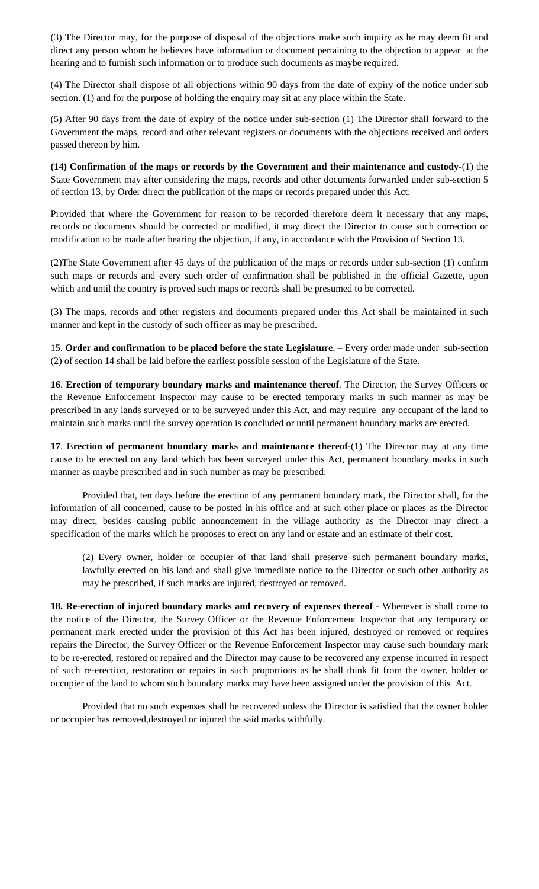(3) The Director may, for the purpose of disposal of the objections make such inquiry as he may deem fit and direct any person whom he believes have information or document pertaining to the objection to appear at the hearing and to furnish such information or to produce such documents as maybe required.

(4) The Director shall dispose of all objections within 90 days from the date of expiry of the notice under sub section. (1) and for the purpose of holding the enquiry may sit at any place within the State.

(5) After 90 days from the date of expiry of the notice under sub-section (1) The Director shall forward to the Government the maps, record and other relevant registers or documents with the objections received and orders passed thereon by him.

**(14) Confirmation of the maps or records by the Government and their maintenance and custody**-(1) the State Government may after considering the maps, records and other documents forwarded under sub-section 5 of section 13, by Order direct the publication of the maps or records prepared under this Act:

Provided that where the Government for reason to be recorded therefore deem it necessary that any maps, records or documents should be corrected or modified, it may direct the Director to cause such correction or modification to be made after hearing the objection, if any, in accordance with the Provision of Section 13.

(2)The State Government after 45 days of the publication of the maps or records under sub-section (1) confirm such maps or records and every such order of confirmation shall be published in the official Gazette, upon which and until the country is proved such maps or records shall be presumed to be corrected.

(3) The maps, records and other registers and documents prepared under this Act shall be maintained in such manner and kept in the custody of such officer as may be prescribed.

15. **Order and confirmation to be placed before the state Legislature**. – Every order made under sub-section (2) of section 14 shall be laid before the earliest possible session of the Legislature of the State.

**16**. **Erection of temporary boundary marks and maintenance thereof**. The Director, the Survey Officers or the Revenue Enforcement Inspector may cause to be erected temporary marks in such manner as may be prescribed in any lands surveyed or to be surveyed under this Act, and may require any occupant of the land to maintain such marks until the survey operation is concluded or until permanent boundary marks are erected.

**17**. **Erection of permanent boundary marks and maintenance thereof-**(1) The Director may at any time cause to be erected on any land which has been surveyed under this Act, permanent boundary marks in such manner as maybe prescribed and in such number as may be prescribed:

Provided that, ten days before the erection of any permanent boundary mark, the Director shall, for the information of all concerned, cause to be posted in his office and at such other place or places as the Director may direct, besides causing public announcement in the village authority as the Director may direct a specification of the marks which he proposes to erect on any land or estate and an estimate of their cost.

(2) Every owner, holder or occupier of that land shall preserve such permanent boundary marks, lawfully erected on his land and shall give immediate notice to the Director or such other authority as may be prescribed, if such marks are injured, destroyed or removed.

**18. Re-erection of injured boundary marks and recovery of expenses thereof -** Whenever is shall come to the notice of the Director, the Survey Officer or the Revenue Enforcement Inspector that any temporary or permanent mark erected under the provision of this Act has been injured, destroyed or removed or requires repairs the Director, the Survey Officer or the Revenue Enforcement Inspector may cause such boundary mark to be re-erected, restored or repaired and the Director may cause to be recovered any expense incurred in respect of such re-erection, restoration or repairs in such proportions as he shall think fit from the owner, holder or occupier of the land to whom such boundary marks may have been assigned under the provision of this Act.

Provided that no such expenses shall be recovered unless the Director is satisfied that the owner holder or occupier has removed,destroyed or injured the said marks withfully.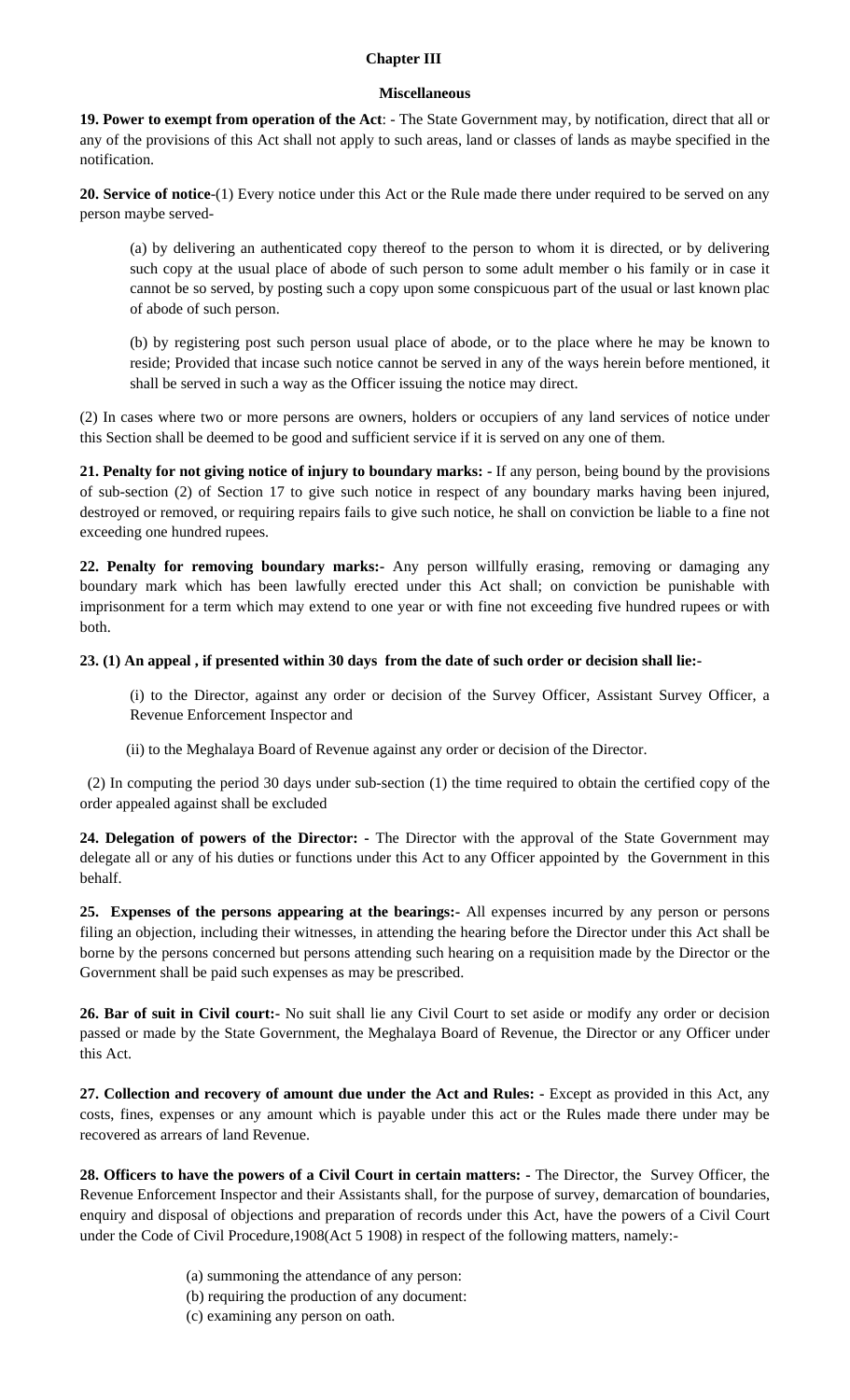## Chapter III

### Miscellaneous

**19. Power to exempt from operation of the Act**: - The State Government may, by notification, direct that all or any of the provisions of this Act shall not apply to such areas, land or classes of lands as maybe specified in the notification.

**20. Service of notice**-(1) Every notice under this Act or the Rule made there under required to be served on any person maybe served-

(a) by delivering an authenticated copy thereof to the person to whom it is directed, or by delivering such copy at the usual place of abode of such person to some adult member o his family or in case it cannot be so served, by posting such a copy upon some conspicuous part of the usual or last known plac of abode of such person.

(b) by registering post such person usual place of abode, or to the place where he may be known to reside; Provided that incase such notice cannot be served in any of the ways herein before mentioned, it shall be served in such a way as the Officer issuing the notice may direct.

(2) In cases where two or more persons are owners, holders or occupiers of any land services of notice under this Section shall be deemed to be good and sufficient service if it is served on any one of them.

**21. Penalty for not giving notice of injury to boundary marks: -** If any person, being bound by the provisions of sub-section (2) of Section 17 to give such notice in respect of any boundary marks having been injured, destroyed or removed, or requiring repairs fails to give such notice, he shall on conviction be liable to a fine not exceeding one hundred rupees.

**22. Penalty for removing boundary marks:-** Any person willfully erasing, removing or damaging any boundary mark which has been lawfully erected under this Act shall; on conviction be punishable with imprisonment for a term which may extend to one year or with fine not exceeding five hundred rupees or with both.

**23. (1) An appeal , if presented within 30 days from the date of such order or decision shall lie:-**

(i) to the Director, against any order or decision of the Survey Officer, Assistant Survey Officer, a Revenue Enforcement Inspector and

(ii) to the Meghalaya Board of Revenue against any order or decision of the Director.

(2) In computing the period 30 days under sub-section (1) the time required to obtain the certified copy of the order appealed against shall be excluded

**24. Delegation of powers of the Director: -** The Director with the approval of the State Government may delegate all or any of his duties or functions under this Act to any Officer appointed by the Government in this behalf.

**25. Expenses of the persons appearing at the bearings:-** All expenses incurred by any person or persons filing an objection, including their witnesses, in attending the hearing before the Director under this Act shall be borne by the persons concerned but persons attending such hearing on a requisition made by the Director or the Government shall be paid such expenses as may be prescribed.

**26. Bar of suit in Civil court:-** No suit shall lie any Civil Court to set aside or modify any order or decision passed or made by the State Government, the Meghalaya Board of Revenue, the Director or any Officer under this Act.

**27. Collection and recovery of amount due under the Act and Rules: -** Except as provided in this Act, any costs, fines, expenses or any amount which is payable under this act or the Rules made there under may be recovered as arrears of land Revenue.

**28. Officers to have the powers of a Civil Court in certain matters: -** The Director, the Survey Officer, the Revenue Enforcement Inspector and their Assistants shall, for the purpose of survey, demarcation of boundaries, enquiry and disposal of objections and preparation of records under this Act, have the powers of a Civil Court under the Code of Civil Procedure,1908(Act 5 1908) in respect of the following matters, namely:-

(a) summoning the attendance of any person:
(b) requiring the production of any document:
(c) examining any person on oath.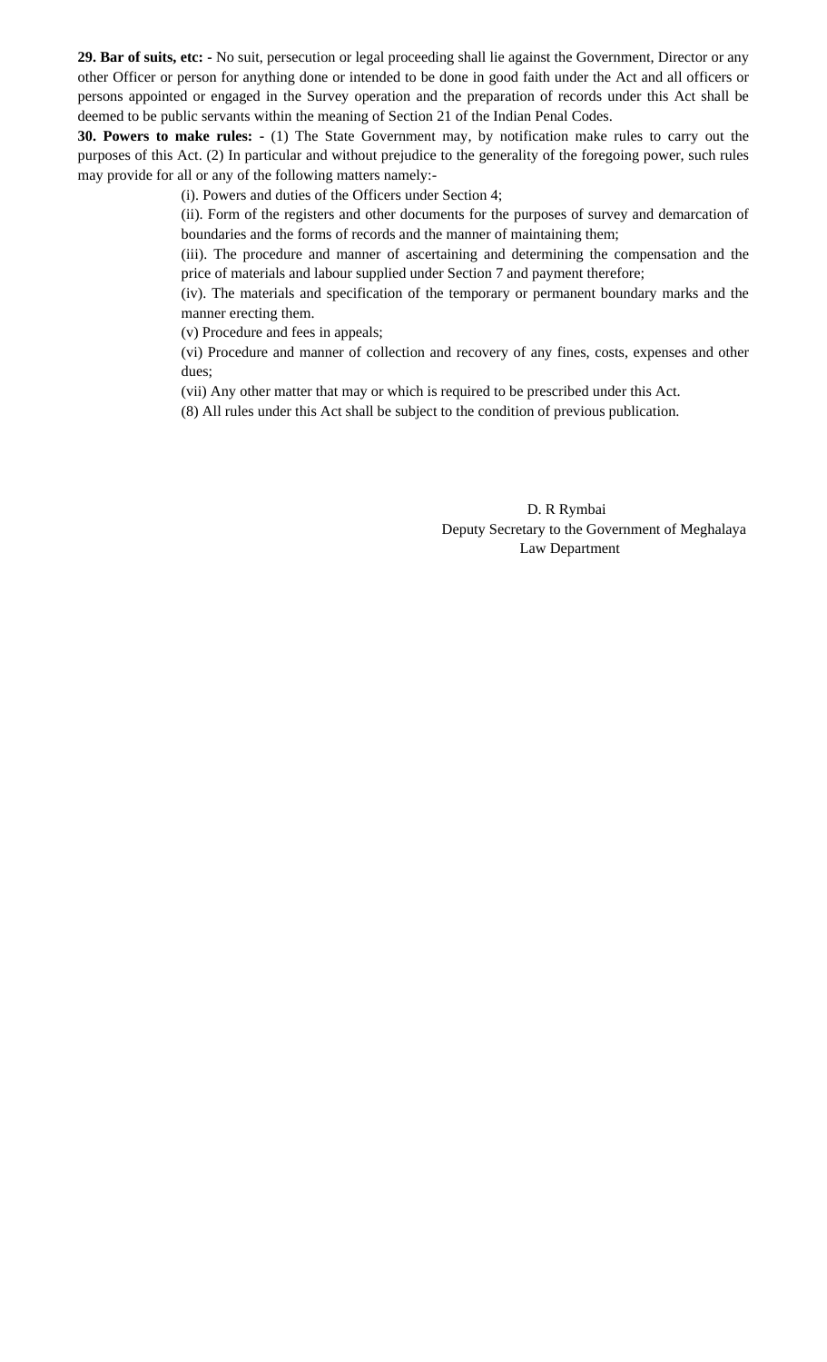**29. Bar of suits, etc: -** No suit, persecution or legal proceeding shall lie against the Government, Director or any other Officer or person for anything done or intended to be done in good faith under the Act and all officers or persons appointed or engaged in the Survey operation and the preparation of records under this Act shall be deemed to be public servants within the meaning of Section 21 of the Indian Penal Codes.

**30. Powers to make rules: -** (1) The State Government may, by notification make rules to carry out the purposes of this Act. (2) In particular and without prejudice to the generality of the foregoing power, such rules may provide for all or any of the following matters namely:-

(i). Powers and duties of the Officers under Section 4;

(ii). Form of the registers and other documents for the purposes of survey and demarcation of boundaries and the forms of records and the manner of maintaining them;

(iii). The procedure and manner of ascertaining and determining the compensation and the price of materials and labour supplied under Section 7 and payment therefore;

(iv). The materials and specification of the temporary or permanent boundary marks and the manner erecting them.

(v) Procedure and fees in appeals;

(vi) Procedure and manner of collection and recovery of any fines, costs, expenses and other dues;

(vii) Any other matter that may or which is required to be prescribed under this Act.

(8) All rules under this Act shall be subject to the condition of previous publication.

D. R Rymbai
Deputy Secretary to the Government of Meghalaya
Law Department